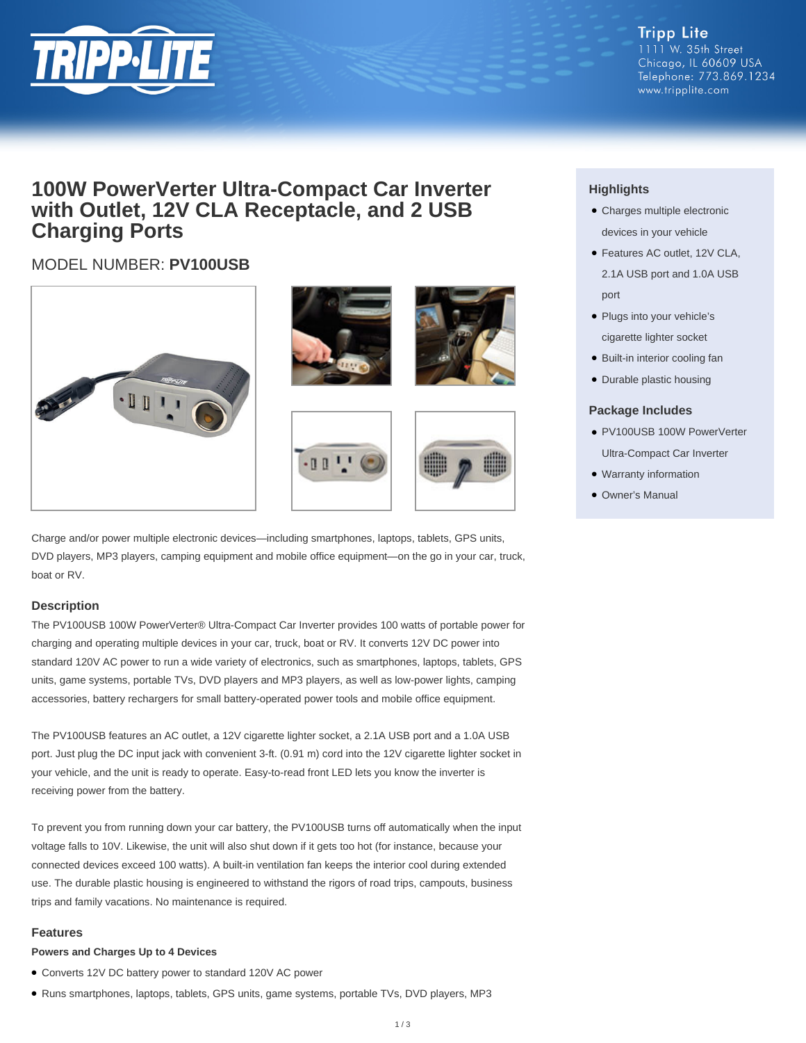Tripp Lite
1111 W. 35th Street
Chicago, IL 60609 USA
Telephone: 773.869.1234
www.tripplite.com

# 100W PowerVerter Ultra-Compact Car Inverter with Outlet, 12V CLA Receptacle, and 2 USB Charging Ports

MODEL NUMBER: **PV100USB**

## Highlights

- Charges multiple electronic devices in your vehicle
- Features AC outlet, 12V CLA, 2.1A USB port and 1.0A USB port
- Plugs into your vehicle's cigarette lighter socket
- Built-in interior cooling fan
- Durable plastic housing

## Package Includes

- PV100USB 100W PowerVerter Ultra-Compact Car Inverter
- Warranty information
- Owner's Manual

Charge and/or power multiple electronic devices—including smartphones, laptops, tablets, GPS units, DVD players, MP3 players, camping equipment and mobile office equipment—on the go in your car, truck, boat or RV.

## Description

The PV100USB 100W PowerVerter® Ultra-Compact Car Inverter provides 100 watts of portable power for charging and operating multiple devices in your car, truck, boat or RV. It converts 12V DC power into standard 120V AC power to run a wide variety of electronics, such as smartphones, laptops, tablets, GPS units, game systems, portable TVs, DVD players and MP3 players, as well as low-power lights, camping accessories, battery rechargers for small battery-operated power tools and mobile office equipment.

The PV100USB features an AC outlet, a 12V cigarette lighter socket, a 2.1A USB port and a 1.0A USB port. Just plug the DC input jack with convenient 3-ft. (0.91 m) cord into the 12V cigarette lighter socket in your vehicle, and the unit is ready to operate. Easy-to-read front LED lets you know the inverter is receiving power from the battery.

To prevent you from running down your car battery, the PV100USB turns off automatically when the input voltage falls to 10V. Likewise, the unit will also shut down if it gets too hot (for instance, because your connected devices exceed 100 watts). A built-in ventilation fan keeps the interior cool during extended use. The durable plastic housing is engineered to withstand the rigors of road trips, campouts, business trips and family vacations. No maintenance is required.

## Features

### Powers and Charges Up to 4 Devices

- Converts 12V DC battery power to standard 120V AC power
- Runs smartphones, laptops, tablets, GPS units, game systems, portable TVs, DVD players, MP3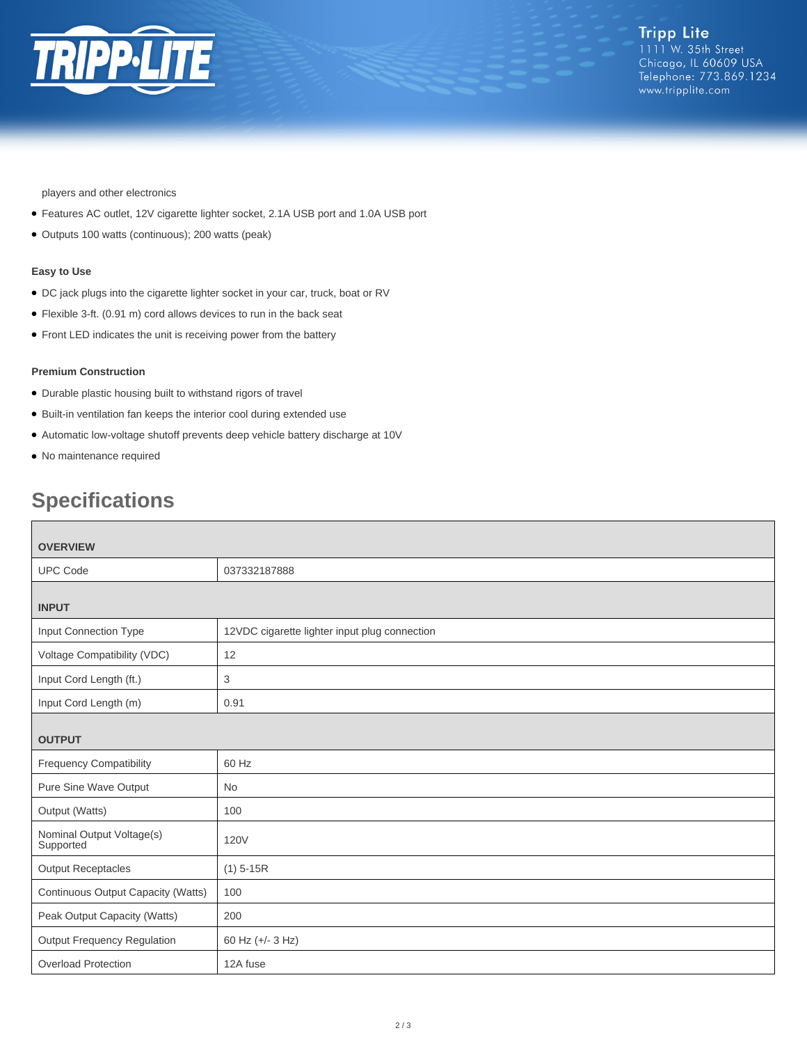players and other electronics

- Features AC outlet, 12V cigarette lighter socket, 2.1A USB port and 1.0A USB port
- Outputs 100 watts (continuous); 200 watts (peak)

**Easy to Use**

- DC jack plugs into the cigarette lighter socket in your car, truck, boat or RV
- Flexible 3-ft. (0.91 m) cord allows devices to run in the back seat
- Front LED indicates the unit is receiving power from the battery

**Premium Construction**

- Durable plastic housing built to withstand rigors of travel
- Built-in ventilation fan keeps the interior cool during extended use
- Automatic low-voltage shutoff prevents deep vehicle battery discharge at 10V
- No maintenance required

## Specifications

| **OVERVIEW** | |
|---|---|
| UPC Code | 037332187888 |
| **INPUT** | |
| Input Connection Type | 12VDC cigarette lighter input plug connection |
| Voltage Compatibility (VDC) | 12 |
| Input Cord Length (ft.) | 3 |
| Input Cord Length (m) | 0.91 |
| **OUTPUT** | |
| Frequency Compatibility | 60 Hz |
| Pure Sine Wave Output | No |
| Output (Watts) | 100 |
| Nominal Output Voltage(s) Supported | 120V |
| Output Receptacles | (1) 5-15R |
| Continuous Output Capacity (Watts) | 100 |
| Peak Output Capacity (Watts) | 200 |
| Output Frequency Regulation | 60 Hz (+/- 3 Hz) |
| Overload Protection | 12A fuse |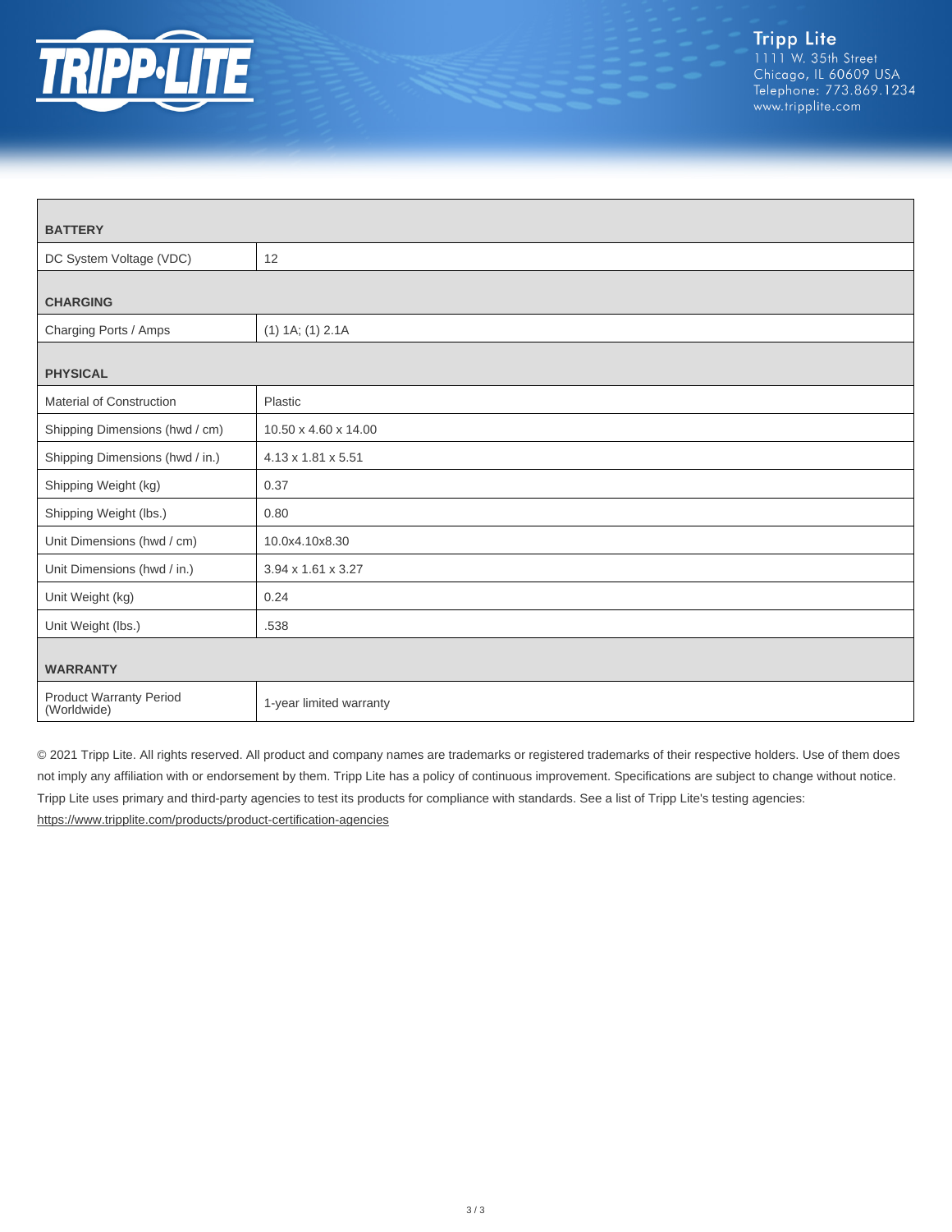| BATTERY | |
|---|---|
| DC System Voltage (VDC) | 12 |
| **CHARGING** | |
| Charging Ports / Amps | (1) 1A; (1) 2.1A |
| **PHYSICAL** | |
| Material of Construction | Plastic |
| Shipping Dimensions (hwd / cm) | 10.50 x 4.60 x 14.00 |
| Shipping Dimensions (hwd / in.) | 4.13 x 1.81 x 5.51 |
| Shipping Weight (kg) | 0.37 |
| Shipping Weight (lbs.) | 0.80 |
| Unit Dimensions (hwd / cm) | 10.0x4.10x8.30 |
| Unit Dimensions (hwd / in.) | 3.94 x 1.61 x 3.27 |
| Unit Weight (kg) | 0.24 |
| Unit Weight (lbs.) | .538 |
| **WARRANTY** | |
| Product Warranty Period (Worldwide) | 1-year limited warranty |

© 2021 Tripp Lite. All rights reserved. All product and company names are trademarks or registered trademarks of their respective holders. Use of them does not imply any affiliation with or endorsement by them. Tripp Lite has a policy of continuous improvement. Specifications are subject to change without notice. Tripp Lite uses primary and third-party agencies to test its products for compliance with standards. See a list of Tripp Lite's testing agencies: https://www.tripplite.com/products/product-certification-agencies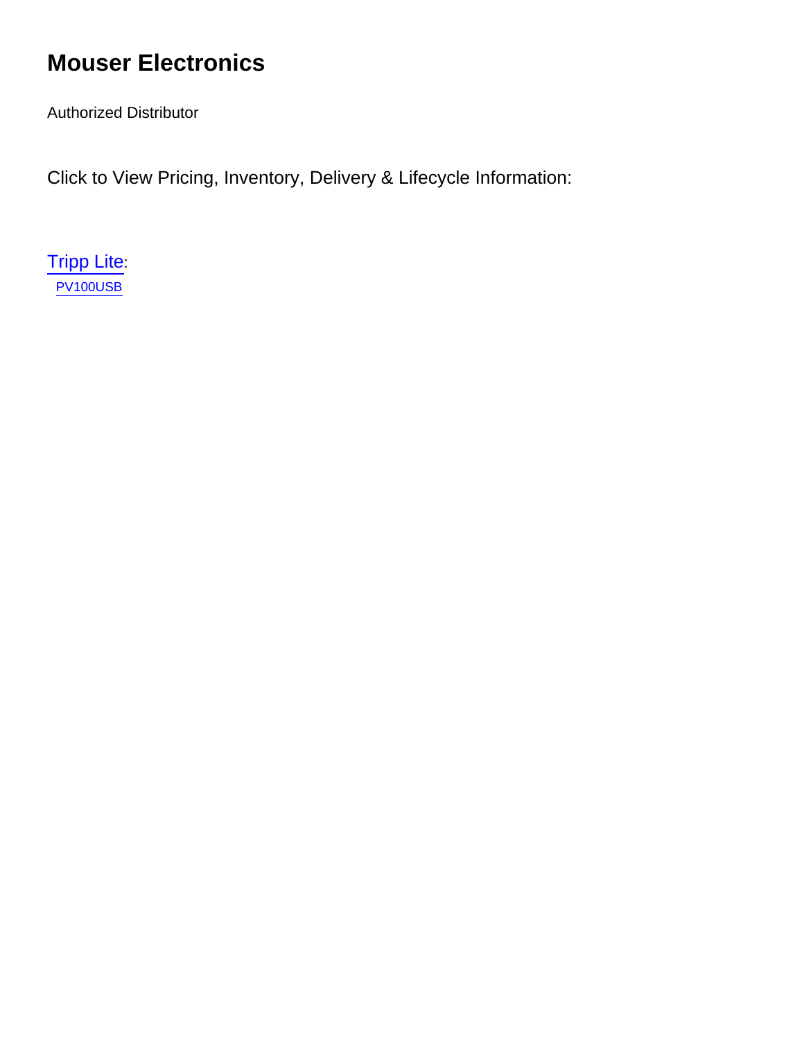# Mouser Electronics

Authorized Distributor

Click to View Pricing, Inventory, Delivery & Lifecycle Information:

Tripp Lite:
PV100USB